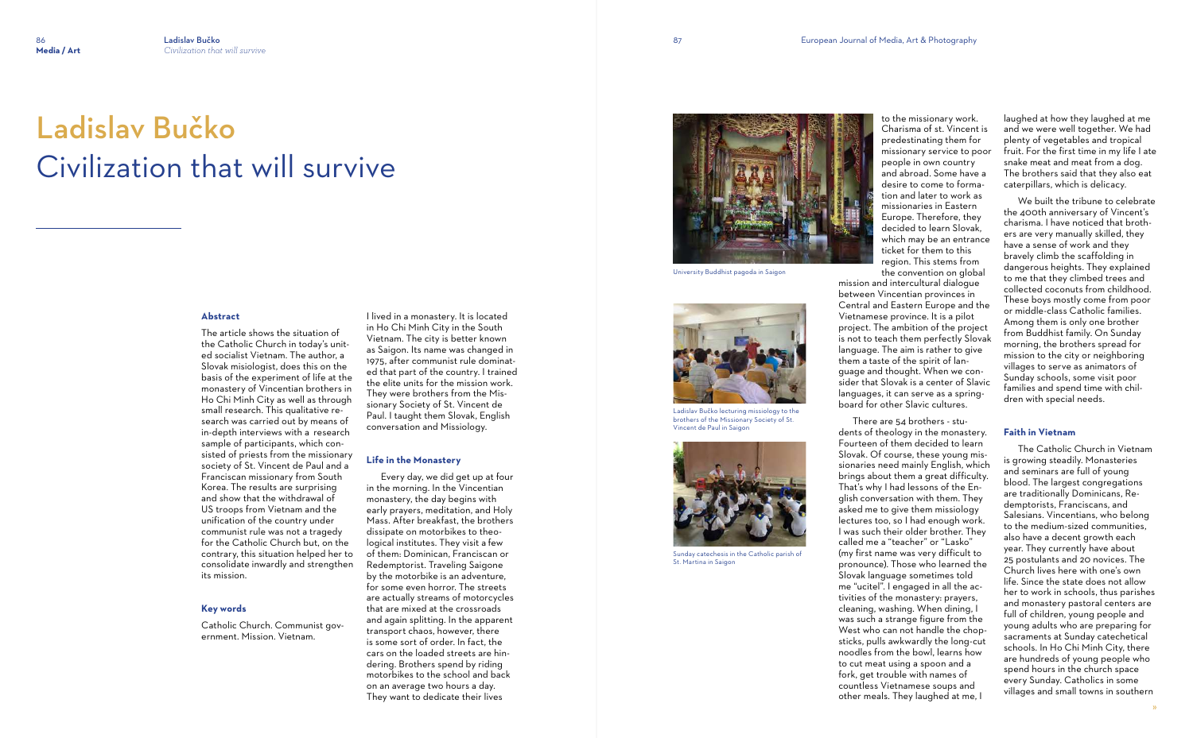# Ladislav Bučko
# Civilization that will survive

### Abstract

The article shows the situation of the Catholic Church in today's united socialist Vietnam. The author, a Slovak misiologist, does this on the basis of the experiment of life at the monastery of Vincentian brothers in Ho Chi Minh City as well as through small research. This qualitative research was carried out by means of in-depth interviews with a research sample of participants, which consisted of priests from the missionary society of St. Vincent de Paul and a Franciscan missionary from South Korea. The results are surprising and show that the withdrawal of US troops from Vietnam and the unification of the country under communist rule was not a tragedy for the Catholic Church but, on the contrary, this situation helped her to consolidate inwardly and strengthen its mission.

### Key words

Catholic Church. Communist government. Mission. Vietnam.

I lived in a monastery. It is located in Ho Chi Minh City in the South Vietnam. The city is better known as Saigon. Its name was changed in 1975, after communist rule dominated that part of the country. I trained the elite units for the mission work. They were brothers from the Missionary Society of St. Vincent de Paul. I taught them Slovak, English conversation and Missiology.

### Life in the Monastery

Every day, we did get up at four in the morning. In the Vincentian monastery, the day begins with early prayers, meditation, and Holy Mass. After breakfast, the brothers dissipate on motorbikes to theological institutes. They visit a few of them: Dominican, Franciscan or Redemptorist. Traveling Saigone by the motorbike is an adventure, for some even horror. The streets are actually streams of motorcycles that are mixed at the crossroads and again splitting. In the apparent transport chaos, however, there is some sort of order. In fact, the cars on the loaded streets are hindering. Brothers spend by riding motorbikes to the school and back on an average two hours a day. They want to dedicate their lives to the missionary work. Charisma of st. Vincent is predestinating them for missionary service to poor people in own country and abroad. Some have a desire to come to formation and later to work as missionaries in Eastern Europe. Therefore, they decided to learn Slovak, which may be an entrance ticket for them to this region. This stems from the convention on global mission and intercultural dialogue between Vincentian provinces in Central and Eastern Europe and the Vietnamese province. It is a pilot project. The ambition of the project is not to teach them perfectly Slovak language. The aim is rather to give them a taste of the spirit of language and thought. When we consider that Slovak is a center of Slavic languages, it can serve as a springboard for other Slavic cultures.

University Buddhist pagoda in Saigon

Ladislav Bučko lecturing missiology to the brothers of the Missionary Society of St. Vincent de Paul in Saigon

Sunday catechesis in the Catholic parish of St. Martina in Saigon

There are 54 brothers - students of theology in the monastery. Fourteen of them decided to learn Slovak. Of course, these young missionaries need mainly English, which brings about them a great difficulty. That's why I had lessons of the English conversation with them. They asked me to give them missiology lectures too, so I had enough work. I was such their older brother. They called me a "teacher" or "Lasko" (my first name was very difficult to pronounce). Those who learned the Slovak language sometimes told me "ucitel". I engaged in all the activities of the monastery: prayers, cleaning, washing. When dining, I was such a strange figure from the West who can not handle the chopsticks, pulls awkwardly the long-cut noodles from the bowl, learns how to cut meat using a spoon and a fork, get trouble with names of countless Vietnamese soups and other meals. They laughed at me, I laughed at how they laughed at me and we were well together. We had plenty of vegetables and tropical fruit. For the first time in my life I ate snake meat and meat from a dog. The brothers said that they also eat caterpillars, which is delicacy.

We built the tribune to celebrate the 400th anniversary of Vincent's charisma. I have noticed that brothers are very manually skilled, they have a sense of work and they bravely climb the scaffolding in dangerous heights. They explained to me that they climbed trees and collected coconuts from childhood. These boys mostly come from poor or middle-class Catholic families. Among them is only one brother from Buddhist family. On Sunday morning, the brothers spread for mission to the city or neighboring villages to serve as animators of Sunday schools, some visit poor families and spend time with children with special needs.

### Faith in Vietnam

The Catholic Church in Vietnam is growing steadily. Monasteries and seminars are full of young blood. The largest congregations are traditionally Dominicans, Redemptorists, Franciscans, and Salesians. Vincentians, who belong to the medium-sized communities, also have a decent growth each year. They currently have about 25 postulants and 20 novices. The Church lives here with one's own life. Since the state does not allow her to work in schools, thus parishes and monastery pastoral centers are full of children, young people and young adults who are preparing for sacraments at Sunday catechetical schools. In Ho Chi Minh City, there are hundreds of young people who spend hours in the church space every Sunday. Catholics in some villages and small towns in southern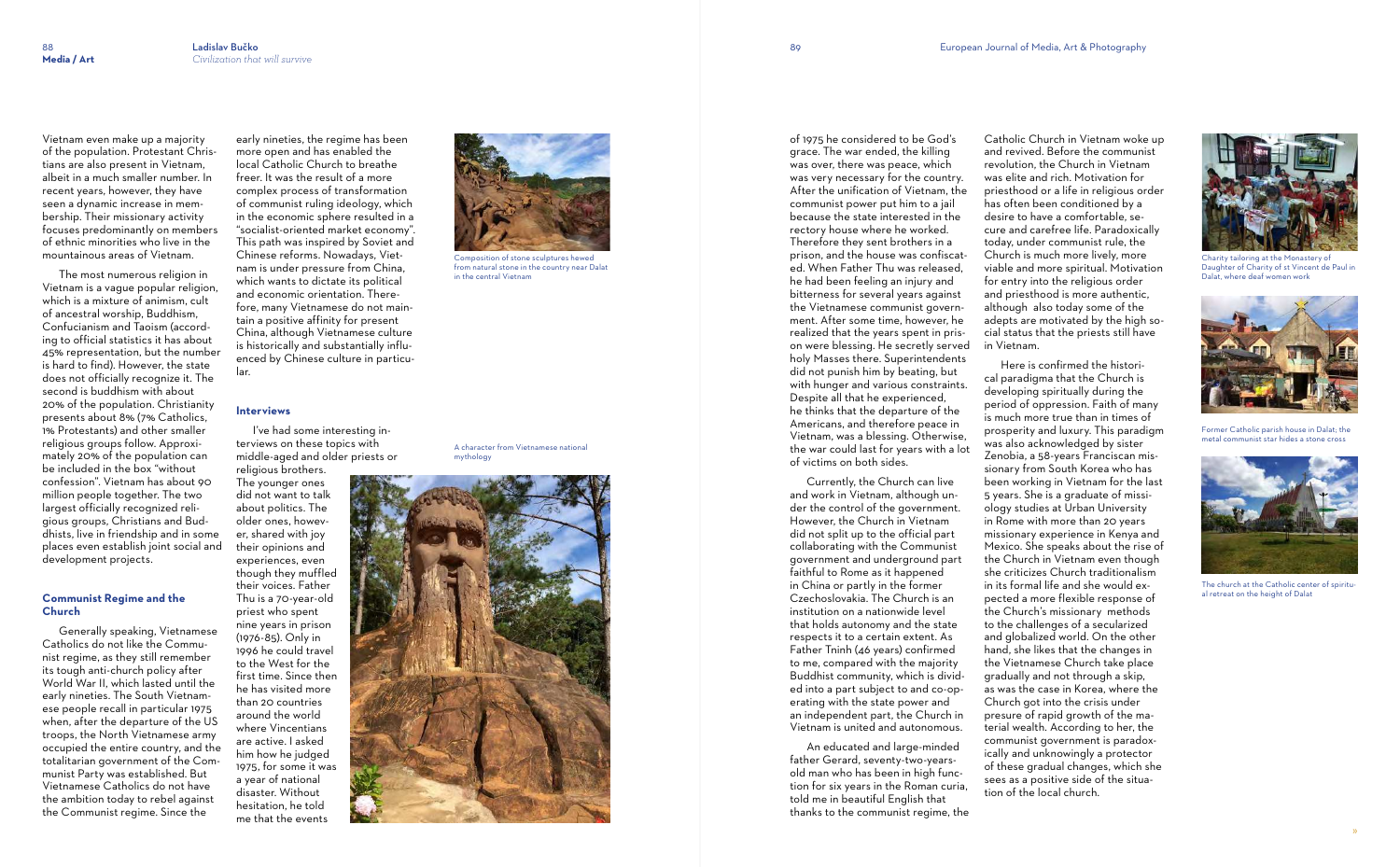Vietnam even make up a majority of the population. Protestant Christians are also present in Vietnam, albeit in a much smaller number. In recent years, however, they have seen a dynamic increase in membership. Their missionary activity focuses predominantly on members of ethnic minorities who live in the mountainous areas of Vietnam.

The most numerous religion in Vietnam is a vague popular religion, which is a mixture of animism, cult of ancestral worship, Buddhism, Confucianism and Taoism (according to official statistics it has about 45% representation, but the number is hard to find). However, the state does not officially recognize it. The second is buddhism with about 20% of the population. Christianity presents about 8% (7% Catholics, 1% Protestants) and other smaller religious groups follow. Approximately 20% of the population can be included in the box "without confession". Vietnam has about 90 million people together. The two largest officially recognized religious groups, Christians and Buddhists, live in friendship and in some places even establish joint social and development projects.

### Communist Regime and the Church

Generally speaking, Vietnamese Catholics do not like the Communist regime, as they still remember its tough anti-church policy after World War II, which lasted until the early nineties. The South Vietnamese people recall in particular 1975 when, after the departure of the US troops, the North Vietnamese army occupied the entire country, and the totalitarian government of the Communist Party was established. But Vietnamese Catholics do not have the ambition today to rebel against the Communist regime. Since the early nineties, the regime has been more open and has enabled the local Catholic Church to breathe freer. It was the result of a more complex process of transformation of communist ruling ideology, which in the economic sphere resulted in a "socialist-oriented market economy". This path was inspired by Soviet and Chinese reforms. Nowadays, Vietnam is under pressure from China, which wants to dictate its political and economic orientation. Therefore, many Vietnamese do not maintain a positive affinity for present China, although Vietnamese culture is historically and substantially influenced by Chinese culture in particular.

Composition of stone sculptures hewed from natural stone in the country near Dalat in the central Vietnam

### Interviews

I've had some interesting interviews on these topics with middle-aged and older priests or religious brothers. The younger ones did not want to talk about politics. The older ones, however, shared with joy their opinions and experiences, even though they muffled their voices. Father Thu is a 70-year-old priest who spent nine years in prison (1976-85). Only in 1996 he could travel to the West for the first time. Since then he has visited more than 20 countries around the world where Vincentians are active. I asked him how he judged 1975, for some it was a year of national disaster. Without hesitation, he told me that the events of 1975 he considered to be God's grace. The war ended, the killing was over, there was peace, which was very necessary for the country. After the unification of Vietnam, the communist power put him to a jail because the state interested in the rectory house where he worked. Therefore they sent brothers in a prison, and the house was confiscated. When Father Thu was released, he had been feeling an injury and bitterness for several years against the Vietnamese communist government. After some time, however, he realized that the years spent in prison were blessing. He secretly served holy Masses there. Superintendents did not punish him by beating, but with hunger and various constraints. Despite all that he experienced, he thinks that the departure of the Americans, and therefore peace in Vietnam, was a blessing. Otherwise, the war could last for years with a lot of victims on both sides.

A character from Vietnamese national mythology

Currently, the Church can live and work in Vietnam, although under the control of the government. However, the Church in Vietnam did not split up to the official part collaborating with the Communist government and underground part faithful to Rome as it happened in China or partly in the former Czechoslovakia. The Church is an institution on a nationwide level that holds autonomy and the state respects it to a certain extent. As Father Tninh (46 years) confirmed to me, compared with the majority Buddhist community, which is divided into a part subject to and co-operating with the state power and an independent part, the Church in Vietnam is united and autonomous.

An educated and large-minded father Gerard, seventy-two-years-old man who has been in high function for six years in the Roman curia, told me in beautiful English that thanks to the communist regime, the Catholic Church in Vietnam woke up and revived. Before the communist revolution, the Church in Vietnam was elite and rich. Motivation for priesthood or a life in religious order has often been conditioned by a desire to have a comfortable, secure and carefree life. Paradoxically today, under communist rule, the Church is much more lively, more viable and more spiritual. Motivation for entry into the religious order and priesthood is more authentic, although also today some of the adepts are motivated by the high social status that the priests still have in Vietnam.

Here is confirmed the historical paradigma that the Church is developing spiritually during the period of oppression. Faith of many is much more true than in times of prosperity and luxury. This paradigm was also acknowledged by sister Zenobia, a 58-years Franciscan missionary from South Korea who has been working in Vietnam for the last 5 years. She is a graduate of missiology studies at Urban University in Rome with more than 20 years missionary experience in Kenya and Mexico. She speaks about the rise of the Church in Vietnam even though she criticizes Church traditionalism in its formal life and she would expected a more flexible response of the Church's missionary methods to the challenges of a secularized and globalized world. On the other hand, she likes that the changes in the Vietnamese Church take place gradually and not through a skip, as was the case in Korea, where the Church got into the crisis under presure of rapid growth of the material wealth. According to her, the communist government is paradoxically and unknowingly a protector of these gradual changes, which she sees as a positive side of the situation of the local church.

Charity tailoring at the Monastery of Daughter of Charity of st Vincent de Paul in Dalat, where deaf women work

Former Catholic parish house in Dalat; the metal communist star hides a stone cross

The church at the Catholic center of spiritual retreat on the height of Dalat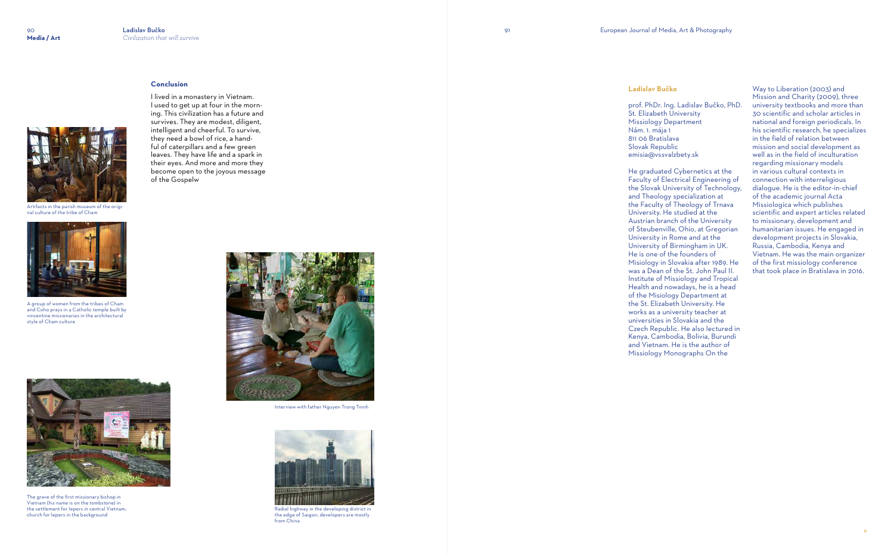## Conclusion

I lived in a monastery in Vietnam. I used to get up at four in the morning. This civilization has a future and survives. They are modest, diligent, intelligent and cheerful. To survive, they need a bowl of rice, a handful of caterpillars and a few green leaves. They have life and a spark in their eyes. And more and more they become open to the joyous message of the Gospelw

Artifacts in the parish museum of the original culture of the tribe of Cham

A group of women from the tribes of Cham and Coho prays in a Catholic temple built by vincentine missionaries in the architectural style of Cham culture

Interview with father Nguyen Trong Tninh

The grave of the first missionary bishop in Vietnam (his name is on the tombstone) in the settlement for lepers in central Vietnam; church for lepers in the background

Radial highway in the developing district in the edge of Saigon; developers are mostly from China

### Ladislav Bučko

prof. PhDr. Ing. Ladislav Bučko, PhD.
St. Elizabeth University
Missiology Department
Nám. 1. mája 1
811 06 Bratislava
Slovak Republic
emisia@vssvalzbety.sk

He graduated Cybernetics at the Faculty of Electrical Engineering of the Slovak University of Technology, and Theology specialization at the Faculty of Theology of Trnava University. He studied at the Austrian branch of the University of Steubenville, Ohio, at Gregorian University in Rome and at the University of Birmingham in UK. He is one of the founders of Misiology in Slovakia after 1989. He was a Dean of the St. John Paul II. Institute of Missiology and Tropical Health and nowadays, he is a head of the Misiology Department at the St. Elizabeth University. He works as a university teacher at universities in Slovakia and the Czech Republic. He also lectured in Kenya, Cambodia, Bolivia, Burundi and Vietnam. He is the author of Missiology Monographs On the Way to Liberation (2003) and Mission and Charity (2009), three university textbooks and more than 30 scientific and scholar articles in national and foreign periodicals. In his scientific research, he specializes in the field of relation between mission and social development as well as in the field of inculturation regarding missionary models in various cultural contexts in connection with interreligious dialogue. He is the editor-in-chief of the academic journal Acta Missiologica which publishes scientific and expert articles related to missionary, development and humanitarian issues. He engaged in development projects in Slovakia, Russia, Cambodia, Kenya and Vietnam. He was the main organizer of the first missiology conference that took place in Bratislava in 2016.